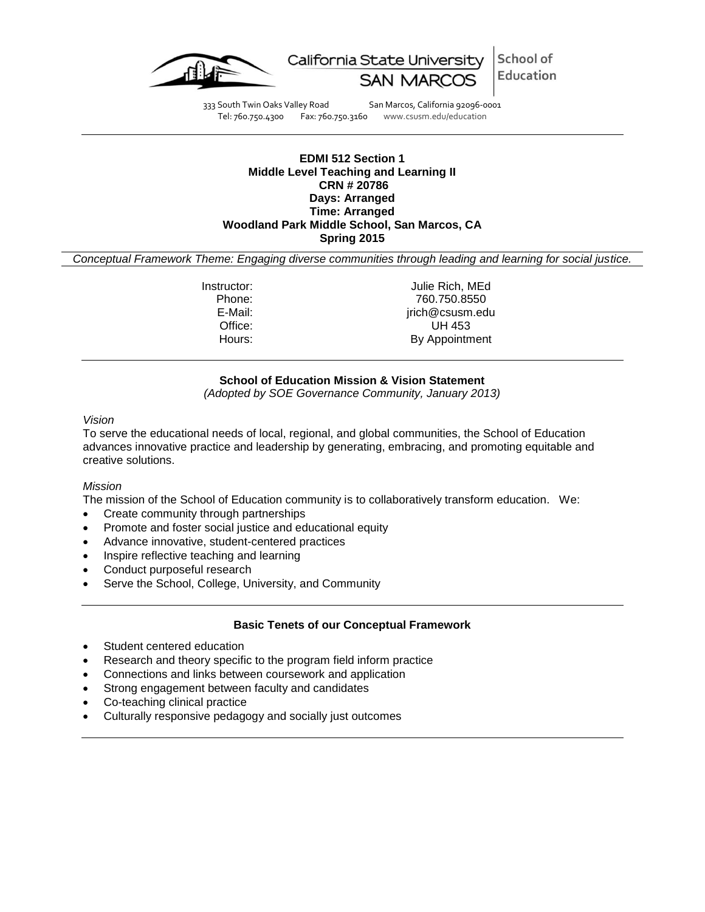California State University SAN MARCOS | School of Education

333 South Twin Oaks Valley Road San Marcos, California 92096-0001
Tel: 760.750.4300 Fax: 760.750.3160 www.csusm.edu/education

---

**EDMI 512 Section 1**
**Middle Level Teaching and Learning II**
**CRN # 20786**
**Days: Arranged**
**Time: Arranged**
**Woodland Park Middle School, San Marcos, CA**
**Spring 2015**

*Conceptual Framework Theme: Engaging diverse communities through leading and learning for social justice.*

Instructor: Julie Rich, MEd
Phone: 760.750.8550
E-Mail: jrich@csusm.edu
Office: UH 453
Hours: By Appointment

---

**School of Education Mission & Vision Statement**
*(Adopted by SOE Governance Community, January 2013)*

*Vision*
To serve the educational needs of local, regional, and global communities, the School of Education advances innovative practice and leadership by generating, embracing, and promoting equitable and creative solutions.

*Mission*
The mission of the School of Education community is to collaboratively transform education. We:

- Create community through partnerships
- Promote and foster social justice and educational equity
- Advance innovative, student-centered practices
- Inspire reflective teaching and learning
- Conduct purposeful research
- Serve the School, College, University, and Community

---

**Basic Tenets of our Conceptual Framework**

- Student centered education
- Research and theory specific to the program field inform practice
- Connections and links between coursework and application
- Strong engagement between faculty and candidates
- Co-teaching clinical practice
- Culturally responsive pedagogy and socially just outcomes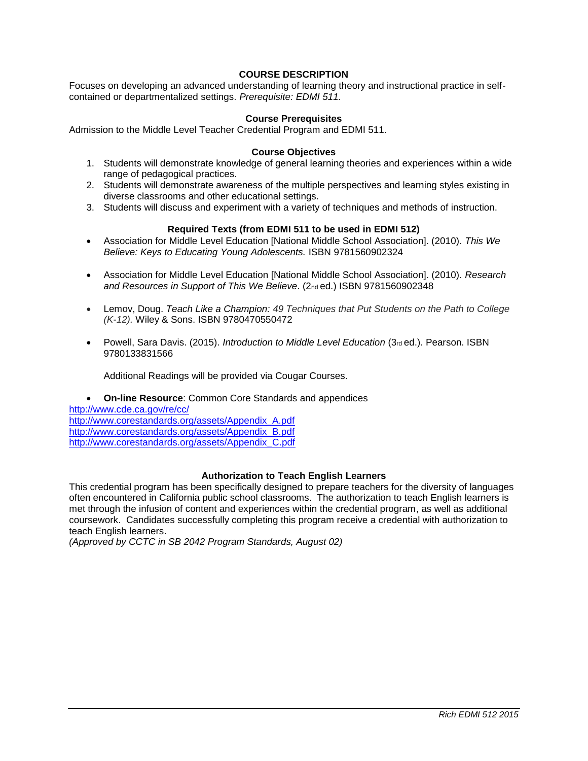## COURSE DESCRIPTION

Focuses on developing an advanced understanding of learning theory and instructional practice in self-contained or departmentalized settings. *Prerequisite: EDMI 511.*

### Course Prerequisites

Admission to the Middle Level Teacher Credential Program and EDMI 511.

### Course Objectives

1. Students will demonstrate knowledge of general learning theories and experiences within a wide range of pedagogical practices.
2. Students will demonstrate awareness of the multiple perspectives and learning styles existing in diverse classrooms and other educational settings.
3. Students will discuss and experiment with a variety of techniques and methods of instruction.

### Required Texts (from EDMI 511 to be used in EDMI 512)

- Association for Middle Level Education [National Middle School Association]. (2010). *This We Believe: Keys to Educating Young Adolescents.* ISBN 9781560902324
- Association for Middle Level Education [National Middle School Association]. (2010). *Research and Resources in Support of This We Believe*. (2nd ed.) ISBN 9781560902348
- Lemov, Doug. *Teach Like a Champion: 49 Techniques that Put Students on the Path to College (K-12).* Wiley & Sons. ISBN 9780470550472
- Powell, Sara Davis. (2015). *Introduction to Middle Level Education* (3rd ed.). Pearson. ISBN 9780133831566

  Additional Readings will be provided via Cougar Courses.

- **On-line Resource**: Common Core Standards and appendices

http://www.cde.ca.gov/re/cc/
http://www.corestandards.org/assets/Appendix_A.pdf
http://www.corestandards.org/assets/Appendix_B.pdf
http://www.corestandards.org/assets/Appendix_C.pdf

### Authorization to Teach English Learners

This credential program has been specifically designed to prepare teachers for the diversity of languages often encountered in California public school classrooms. The authorization to teach English learners is met through the infusion of content and experiences within the credential program, as well as additional coursework. Candidates successfully completing this program receive a credential with authorization to teach English learners.
*(Approved by CCTC in SB 2042 Program Standards, August 02)*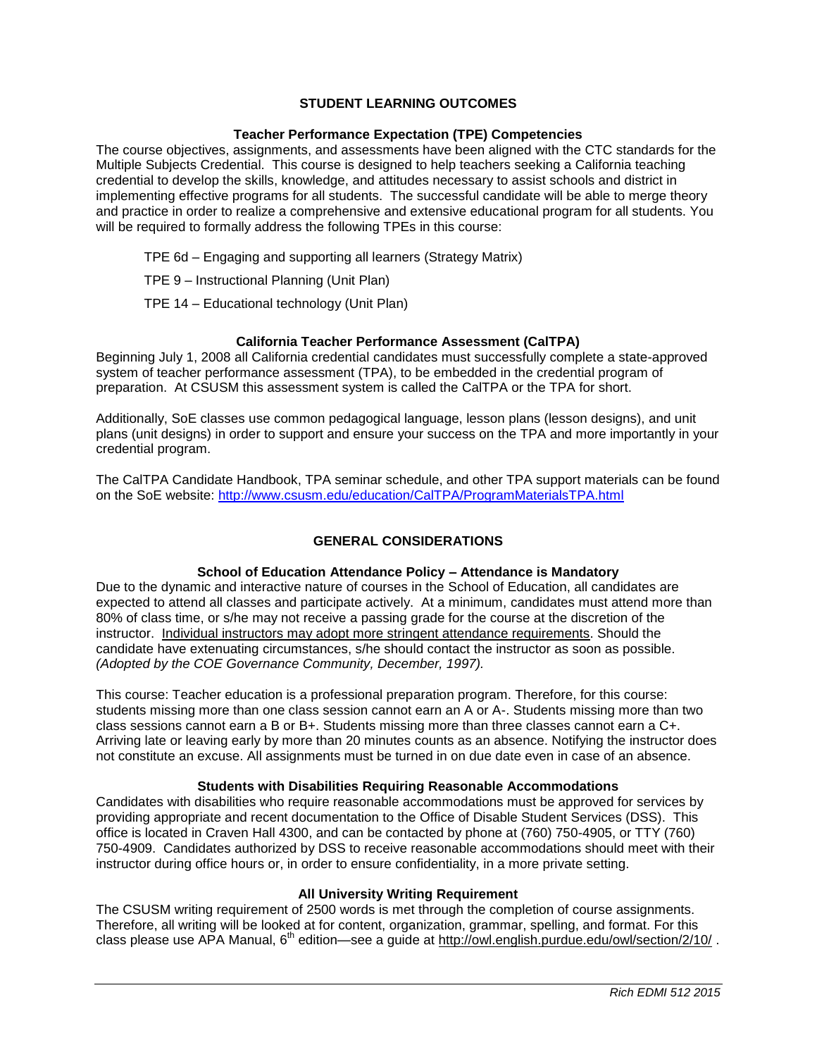## STUDENT LEARNING OUTCOMES

### Teacher Performance Expectation (TPE) Competencies

The course objectives, assignments, and assessments have been aligned with the CTC standards for the Multiple Subjects Credential. This course is designed to help teachers seeking a California teaching credential to develop the skills, knowledge, and attitudes necessary to assist schools and district in implementing effective programs for all students. The successful candidate will be able to merge theory and practice in order to realize a comprehensive and extensive educational program for all students. You will be required to formally address the following TPEs in this course:

- TPE 6d – Engaging and supporting all learners (Strategy Matrix)
- TPE 9 – Instructional Planning (Unit Plan)
- TPE 14 – Educational technology (Unit Plan)

### California Teacher Performance Assessment (CalTPA)

Beginning July 1, 2008 all California credential candidates must successfully complete a state-approved system of teacher performance assessment (TPA), to be embedded in the credential program of preparation. At CSUSM this assessment system is called the CalTPA or the TPA for short.

Additionally, SoE classes use common pedagogical language, lesson plans (lesson designs), and unit plans (unit designs) in order to support and ensure your success on the TPA and more importantly in your credential program.

The CalTPA Candidate Handbook, TPA seminar schedule, and other TPA support materials can be found on the SoE website: http://www.csusm.edu/education/CalTPA/ProgramMaterialsTPA.html

## GENERAL CONSIDERATIONS

### School of Education Attendance Policy – Attendance is Mandatory

Due to the dynamic and interactive nature of courses in the School of Education, all candidates are expected to attend all classes and participate actively. At a minimum, candidates must attend more than 80% of class time, or s/he may not receive a passing grade for the course at the discretion of the instructor. Individual instructors may adopt more stringent attendance requirements. Should the candidate have extenuating circumstances, s/he should contact the instructor as soon as possible. *(Adopted by the COE Governance Community, December, 1997).*

This course: Teacher education is a professional preparation program. Therefore, for this course: students missing more than one class session cannot earn an A or A-. Students missing more than two class sessions cannot earn a B or B+. Students missing more than three classes cannot earn a C+. Arriving late or leaving early by more than 20 minutes counts as an absence. Notifying the instructor does not constitute an excuse. All assignments must be turned in on due date even in case of an absence.

### Students with Disabilities Requiring Reasonable Accommodations

Candidates with disabilities who require reasonable accommodations must be approved for services by providing appropriate and recent documentation to the Office of Disable Student Services (DSS). This office is located in Craven Hall 4300, and can be contacted by phone at (760) 750-4905, or TTY (760) 750-4909. Candidates authorized by DSS to receive reasonable accommodations should meet with their instructor during office hours or, in order to ensure confidentiality, in a more private setting.

### All University Writing Requirement

The CSUSM writing requirement of 2500 words is met through the completion of course assignments. Therefore, all writing will be looked at for content, organization, grammar, spelling, and format. For this class please use APA Manual, 6th edition—see a guide at http://owl.english.purdue.edu/owl/section/2/10/ .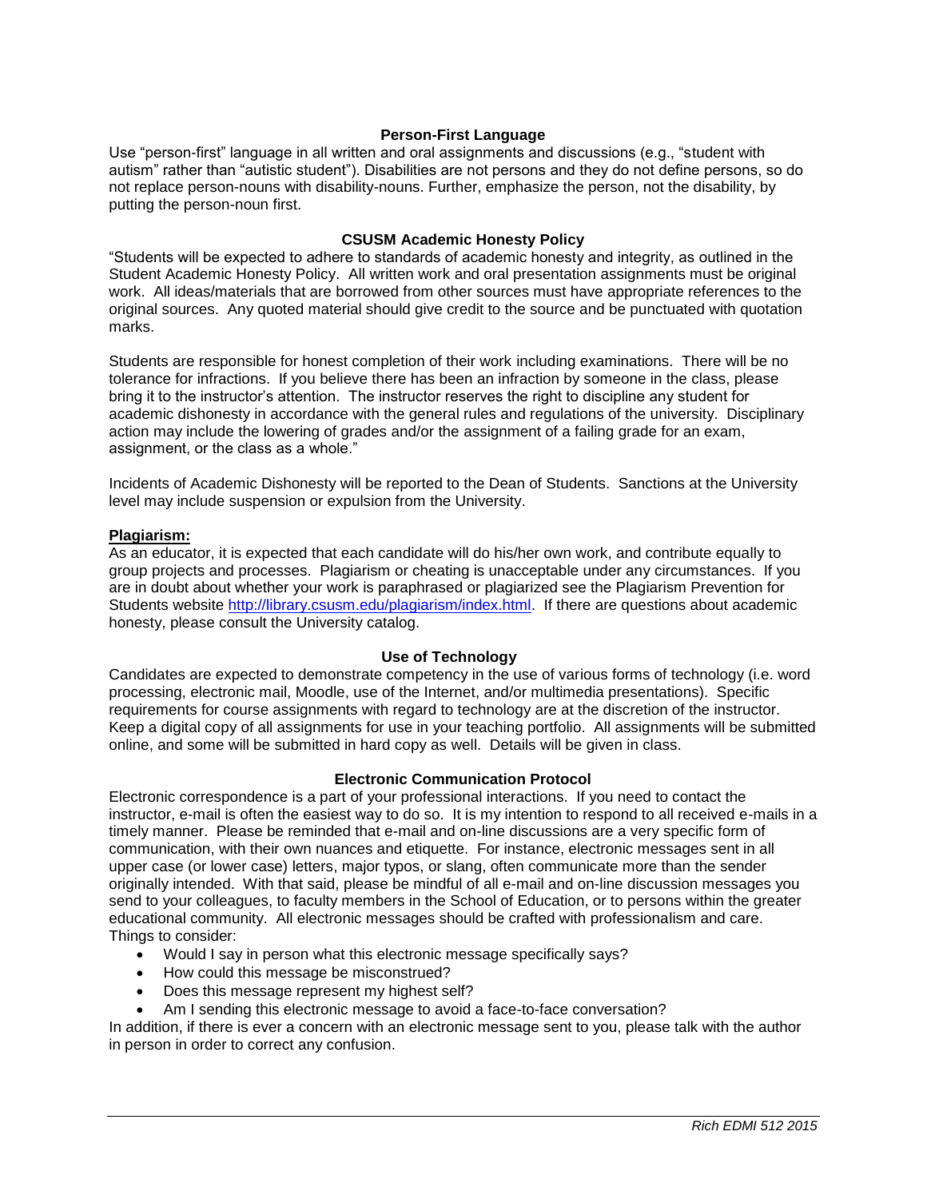### Person-First Language

Use “person-first” language in all written and oral assignments and discussions (e.g., “student with autism” rather than “autistic student”). Disabilities are not persons and they do not define persons, so do not replace person-nouns with disability-nouns. Further, emphasize the person, not the disability, by putting the person-noun first.

### CSUSM Academic Honesty Policy

“Students will be expected to adhere to standards of academic honesty and integrity, as outlined in the Student Academic Honesty Policy. All written work and oral presentation assignments must be original work. All ideas/materials that are borrowed from other sources must have appropriate references to the original sources. Any quoted material should give credit to the source and be punctuated with quotation marks.

Students are responsible for honest completion of their work including examinations. There will be no tolerance for infractions. If you believe there has been an infraction by someone in the class, please bring it to the instructor’s attention. The instructor reserves the right to discipline any student for academic dishonesty in accordance with the general rules and regulations of the university. Disciplinary action may include the lowering of grades and/or the assignment of a failing grade for an exam, assignment, or the class as a whole.”

Incidents of Academic Dishonesty will be reported to the Dean of Students. Sanctions at the University level may include suspension or expulsion from the University.

**Plagiarism:**

As an educator, it is expected that each candidate will do his/her own work, and contribute equally to group projects and processes. Plagiarism or cheating is unacceptable under any circumstances. If you are in doubt about whether your work is paraphrased or plagiarized see the Plagiarism Prevention for Students website http://library.csusm.edu/plagiarism/index.html. If there are questions about academic honesty, please consult the University catalog.

### Use of Technology

Candidates are expected to demonstrate competency in the use of various forms of technology (i.e. word processing, electronic mail, Moodle, use of the Internet, and/or multimedia presentations). Specific requirements for course assignments with regard to technology are at the discretion of the instructor. Keep a digital copy of all assignments for use in your teaching portfolio. All assignments will be submitted online, and some will be submitted in hard copy as well. Details will be given in class.

### Electronic Communication Protocol

Electronic correspondence is a part of your professional interactions. If you need to contact the instructor, e-mail is often the easiest way to do so. It is my intention to respond to all received e-mails in a timely manner. Please be reminded that e-mail and on-line discussions are a very specific form of communication, with their own nuances and etiquette. For instance, electronic messages sent in all upper case (or lower case) letters, major typos, or slang, often communicate more than the sender originally intended. With that said, please be mindful of all e-mail and on-line discussion messages you send to your colleagues, to faculty members in the School of Education, or to persons within the greater educational community. All electronic messages should be crafted with professionalism and care.
Things to consider:

- Would I say in person what this electronic message specifically says?
- How could this message be misconstrued?
- Does this message represent my highest self?
- Am I sending this electronic message to avoid a face-to-face conversation?

In addition, if there is ever a concern with an electronic message sent to you, please talk with the author in person in order to correct any confusion.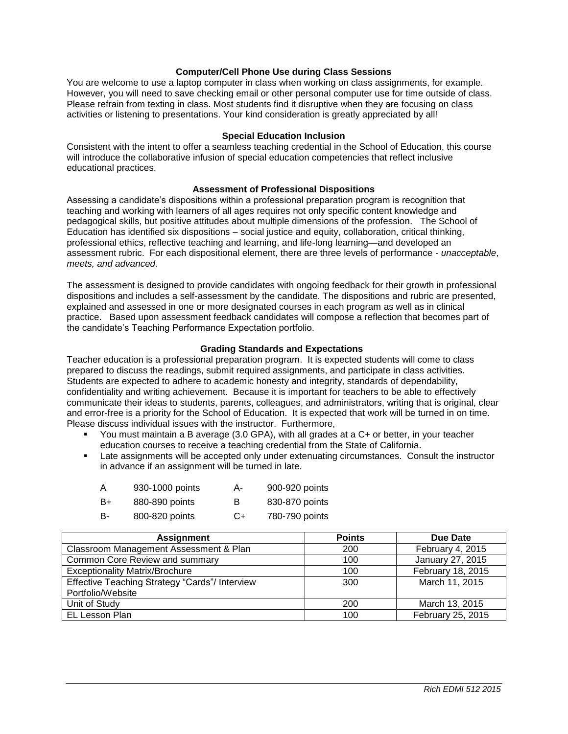### Computer/Cell Phone Use during Class Sessions

You are welcome to use a laptop computer in class when working on class assignments, for example. However, you will need to save checking email or other personal computer use for time outside of class. Please refrain from texting in class. Most students find it disruptive when they are focusing on class activities or listening to presentations. Your kind consideration is greatly appreciated by all!

### Special Education Inclusion

Consistent with the intent to offer a seamless teaching credential in the School of Education, this course will introduce the collaborative infusion of special education competencies that reflect inclusive educational practices.

### Assessment of Professional Dispositions

Assessing a candidate's dispositions within a professional preparation program is recognition that teaching and working with learners of all ages requires not only specific content knowledge and pedagogical skills, but positive attitudes about multiple dimensions of the profession. The School of Education has identified six dispositions – social justice and equity, collaboration, critical thinking, professional ethics, reflective teaching and learning, and life-long learning—and developed an assessment rubric. For each dispositional element, there are three levels of performance - *unacceptable*, *meets, and advanced.*

The assessment is designed to provide candidates with ongoing feedback for their growth in professional dispositions and includes a self-assessment by the candidate. The dispositions and rubric are presented, explained and assessed in one or more designated courses in each program as well as in clinical practice. Based upon assessment feedback candidates will compose a reflection that becomes part of the candidate's Teaching Performance Expectation portfolio.

### Grading Standards and Expectations

Teacher education is a professional preparation program. It is expected students will come to class prepared to discuss the readings, submit required assignments, and participate in class activities. Students are expected to adhere to academic honesty and integrity, standards of dependability, confidentiality and writing achievement. Because it is important for teachers to be able to effectively communicate their ideas to students, parents, colleagues, and administrators, writing that is original, clear and error-free is a priority for the School of Education. It is expected that work will be turned in on time. Please discuss individual issues with the instructor. Furthermore,

- You must maintain a B average (3.0 GPA), with all grades at a C+ or better, in your teacher education courses to receive a teaching credential from the State of California.
- Late assignments will be accepted only under extenuating circumstances. Consult the instructor in advance if an assignment will be turned in late.

| | | | |
|---|---|---|---|
| A | 930-1000 points | A- | 900-920 points |
| B+ | 880-890 points | B | 830-870 points |
| B- | 800-820 points | C+ | 780-790 points |

| Assignment | Points | Due Date |
|---|---|---|
| Classroom Management Assessment & Plan | 200 | February 4, 2015 |
| Common Core Review and summary | 100 | January 27, 2015 |
| Exceptionality Matrix/Brochure | 100 | February 18, 2015 |
| Effective Teaching Strategy "Cards"/ Interview Portfolio/Website | 300 | March 11, 2015 |
| Unit of Study | 200 | March 13, 2015 |
| EL Lesson Plan | 100 | February 25, 2015 |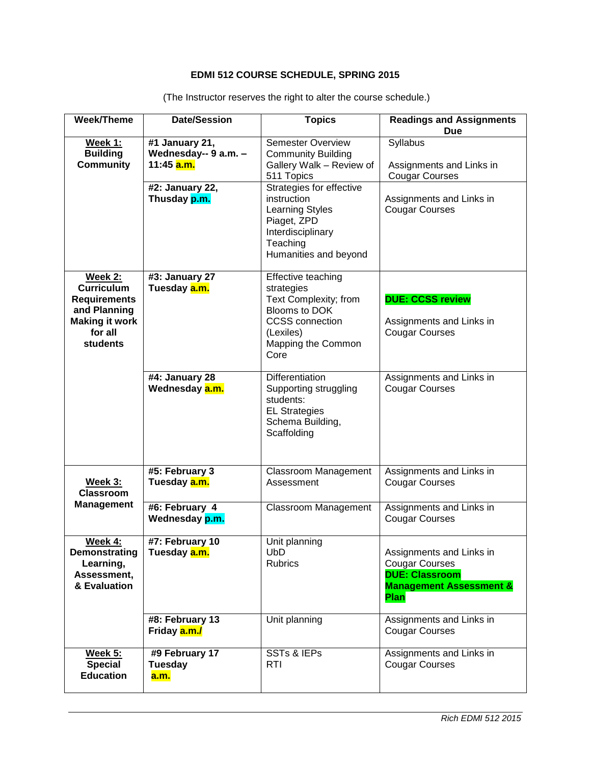**EDMI 512 COURSE SCHEDULE, SPRING 2015**

(The Instructor reserves the right to alter the course schedule.)

| Week/Theme | Date/Session | Topics | Readings and Assignments Due |
|---|---|---|---|
| **Week 1: Building Community** | **#1 January 21, Wednesday-- 9 a.m. – 11:45 a.m.** | Semester Overview<br>Community Building<br>Gallery Walk – Review of 511 Topics | Syllabus<br><br>Assignments and Links in Cougar Courses |
| | **#2: January 22, Thusday p.m.** | Strategies for effective instruction<br>Learning Styles<br>Piaget, ZPD<br>Interdisciplinary Teaching<br>Humanities and beyond | Assignments and Links in Cougar Courses |
| **Week 2: Curriculum Requirements and Planning Making it work for all students** | **#3: January 27 Tuesday a.m.** | Effective teaching strategies<br>Text Complexity; from Blooms to DOK<br>CCSS connection (Lexiles)<br>Mapping the Common Core | **DUE: CCSS review**<br><br>Assignments and Links in Cougar Courses |
| | **#4: January 28 Wednesday a.m.** | Differentiation<br>Supporting struggling students:<br>EL Strategies<br>Schema Building, Scaffolding | Assignments and Links in Cougar Courses |
| **Week 3: Classroom Management** | **#5: February 3 Tuesday a.m.** | Classroom Management Assessment | Assignments and Links in Cougar Courses |
| | **#6: February 4 Wednesday p.m.** | Classroom Management | Assignments and Links in Cougar Courses |
| **Week 4: Demonstrating Learning, Assessment, & Evaluation** | **#7: February 10 Tuesday a.m.** | Unit planning<br>UbD<br>Rubrics | Assignments and Links in Cougar Courses<br>**DUE: Classroom Management Assessment & Plan** |
| | **#8: February 13 Friday a.m./** | Unit planning | Assignments and Links in Cougar Courses |
| **Week 5: Special Education** | **#9 February 17 Tuesday a.m.** | SSTs & IEPs<br>RTI | Assignments and Links in Cougar Courses |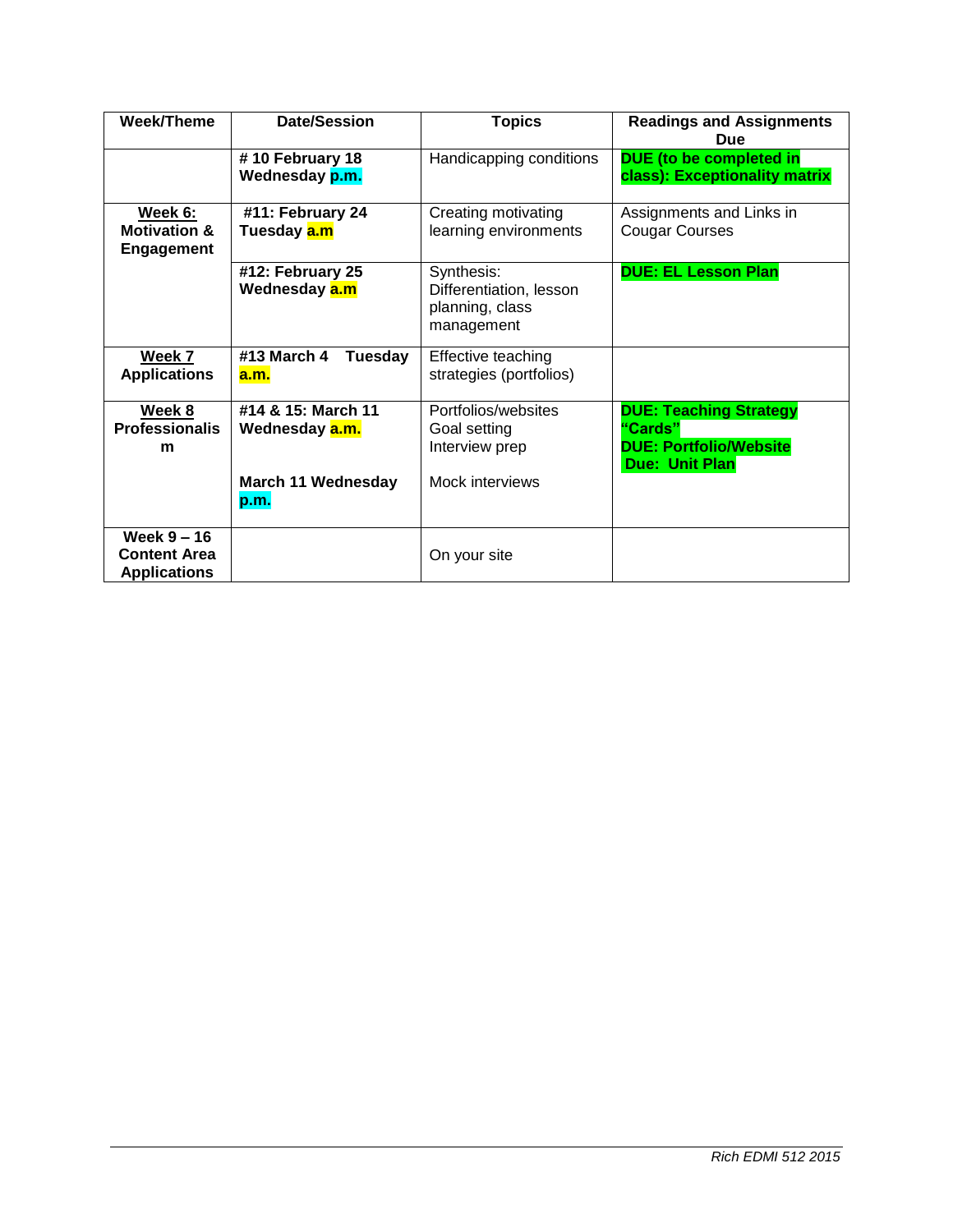| Week/Theme | Date/Session | Topics | Readings and Assignments Due |
|---|---|---|---|
| | **# 10 February 18 Wednesday p.m.** | Handicapping conditions | **DUE (to be completed in class): Exceptionality matrix** |
| **Week 6: Motivation & Engagement** | **#11: February 24 Tuesday a.m** | Creating motivating learning environments | Assignments and Links in Cougar Courses |
| | **#12: February 25 Wednesday a.m** | Synthesis: Differentiation, lesson planning, class management | **DUE: EL Lesson Plan** |
| **Week 7 Applications** | **#13 March 4 Tuesday a.m.** | Effective teaching strategies (portfolios) | |
| **Week 8 Professionalism** | **#14 & 15: March 11 Wednesday a.m.**<br><br>**March 11 Wednesday p.m.** | Portfolios/websites<br>Goal setting<br>Interview prep<br><br>Mock interviews | **DUE: Teaching Strategy "Cards"**<br>**DUE: Portfolio/Website**<br>**Due: Unit Plan** |
| **Week 9 – 16 Content Area Applications** | | On your site | |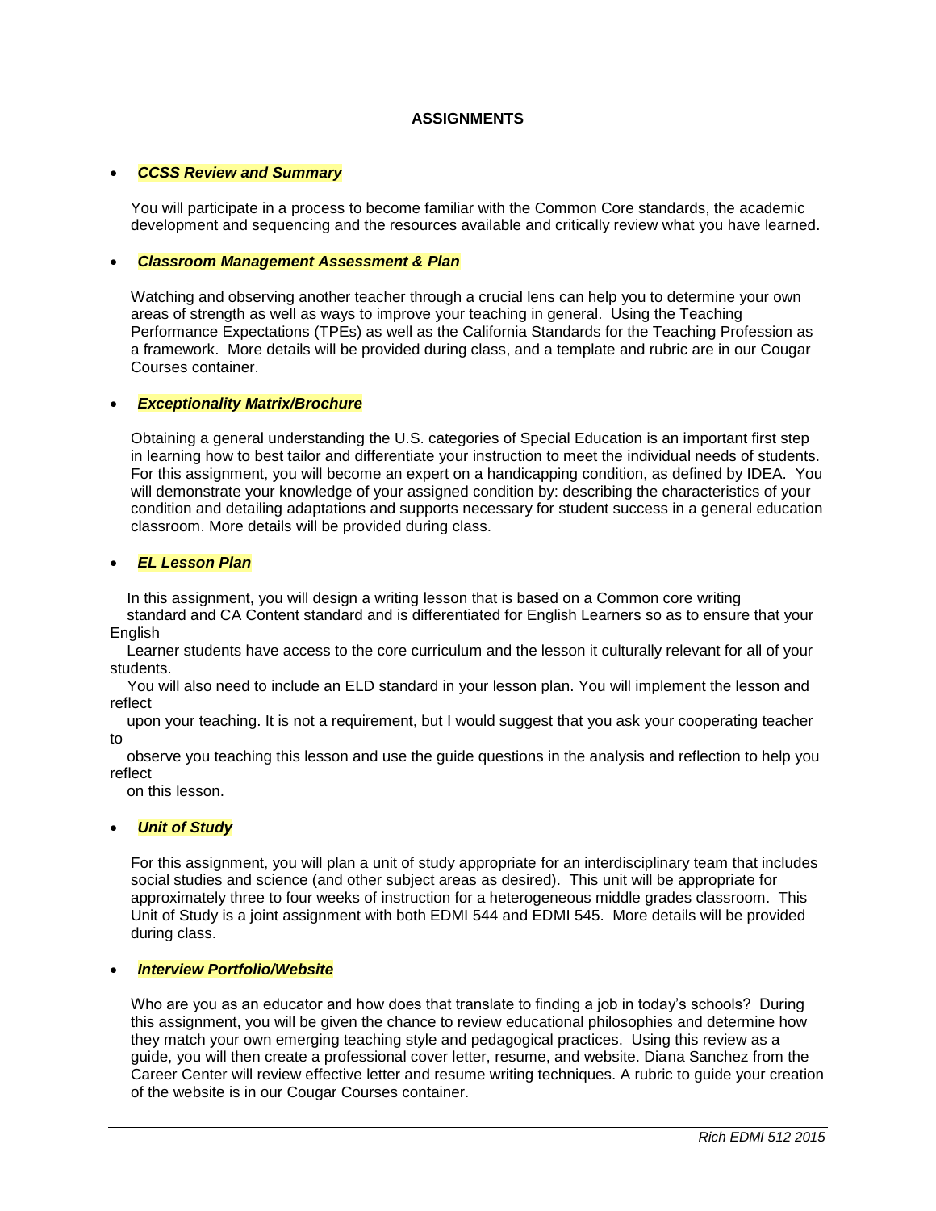**ASSIGNMENTS**

- ***CCSS Review and Summary***

  You will participate in a process to become familiar with the Common Core standards, the academic development and sequencing and the resources available and critically review what you have learned.

- ***Classroom Management Assessment & Plan***

  Watching and observing another teacher through a crucial lens can help you to determine your own areas of strength as well as ways to improve your teaching in general. Using the Teaching Performance Expectations (TPEs) as well as the California Standards for the Teaching Profession as a framework. More details will be provided during class, and a template and rubric are in our Cougar Courses container.

- ***Exceptionality Matrix/Brochure***

  Obtaining a general understanding the U.S. categories of Special Education is an important first step in learning how to best tailor and differentiate your instruction to meet the individual needs of students. For this assignment, you will become an expert on a handicapping condition, as defined by IDEA. You will demonstrate your knowledge of your assigned condition by: describing the characteristics of your condition and detailing adaptations and supports necessary for student success in a general education classroom. More details will be provided during class.

- ***EL Lesson Plan***

  In this assignment, you will design a writing lesson that is based on a Common core writing standard and CA Content standard and is differentiated for English Learners so as to ensure that your English Learner students have access to the core curriculum and the lesson it culturally relevant for all of your students.

  You will also need to include an ELD standard in your lesson plan. You will implement the lesson and reflect upon your teaching. It is not a requirement, but I would suggest that you ask your cooperating teacher to observe you teaching this lesson and use the guide questions in the analysis and reflection to help you reflect on this lesson.

- ***Unit of Study***

  For this assignment, you will plan a unit of study appropriate for an interdisciplinary team that includes social studies and science (and other subject areas as desired). This unit will be appropriate for approximately three to four weeks of instruction for a heterogeneous middle grades classroom. This Unit of Study is a joint assignment with both EDMI 544 and EDMI 545. More details will be provided during class.

- ***Interview Portfolio/Website***

  Who are you as an educator and how does that translate to finding a job in today's schools? During this assignment, you will be given the chance to review educational philosophies and determine how they match your own emerging teaching style and pedagogical practices. Using this review as a guide, you will then create a professional cover letter, resume, and website. Diana Sanchez from the Career Center will review effective letter and resume writing techniques. A rubric to guide your creation of the website is in our Cougar Courses container.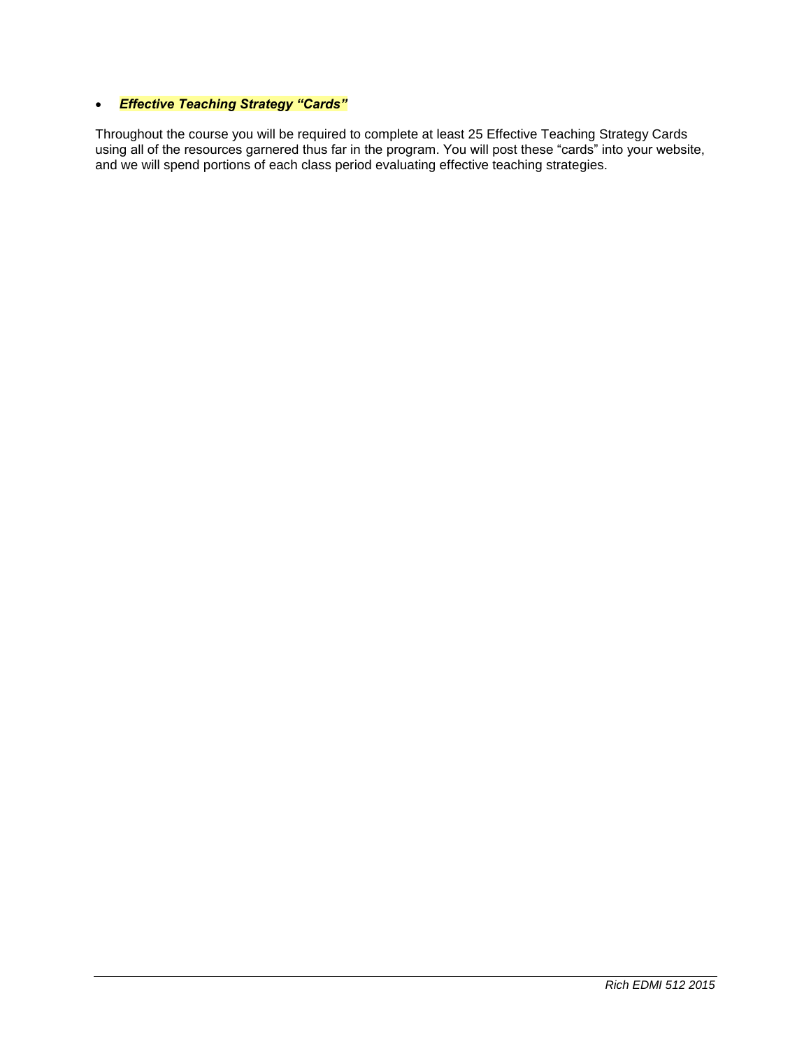- ***Effective Teaching Strategy "Cards"***

Throughout the course you will be required to complete at least 25 Effective Teaching Strategy Cards using all of the resources garnered thus far in the program. You will post these "cards" into your website, and we will spend portions of each class period evaluating effective teaching strategies.